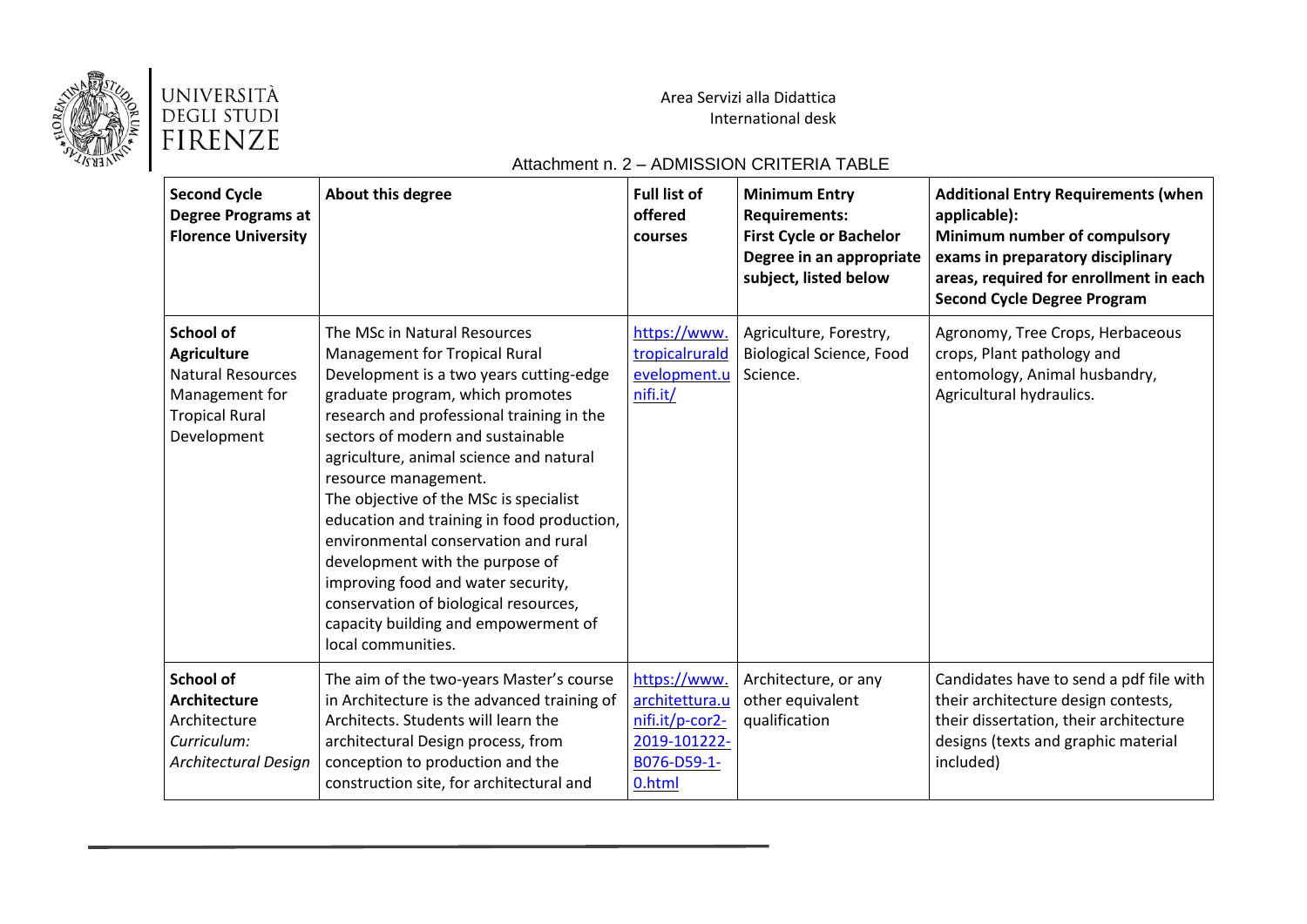UNIVERSITÀ DEGLI STUDI FIRENZE

Area Servizi alla Didattica
International desk

## Attachment n. 2 – ADMISSION CRITERIA TABLE

| **Second Cycle Degree Programs at Florence University** | **About this degree** | **Full list of offered courses** | **Minimum Entry Requirements: First Cycle or Bachelor Degree in an appropriate subject, listed below** | **Additional Entry Requirements (when applicable): Minimum number of compulsory exams in preparatory disciplinary areas, required for enrollment in each Second Cycle Degree Program** |
|---|---|---|---|---|
| **School of Agriculture** Natural Resources Management for Tropical Rural Development | The MSc in Natural Resources Management for Tropical Rural Development is a two years cutting-edge graduate program, which promotes research and professional training in the sectors of modern and sustainable agriculture, animal science and natural resource management. The objective of the MSc is specialist education and training in food production, environmental conservation and rural development with the purpose of improving food and water security, conservation of biological resources, capacity building and empowerment of local communities. | https://www.tropicalruraldevelopment.unifi.it/ | Agriculture, Forestry, Biological Science, Food Science. | Agronomy, Tree Crops, Herbaceous crops, Plant pathology and entomology, Animal husbandry, Agricultural hydraulics. |
| **School of Architecture** Architecture *Curriculum: Architectural Design* | The aim of the two-years Master's course in Architecture is the advanced training of Architects. Students will learn the architectural Design process, from conception to production and the construction site, for architectural and | https://www.architettura.unifi.it/p-cor2-2019-101222-B076-D59-1-0.html | Architecture, or any other equivalent qualification | Candidates have to send a pdf file with their architecture design contests, their dissertation, their architecture designs (texts and graphic material included) |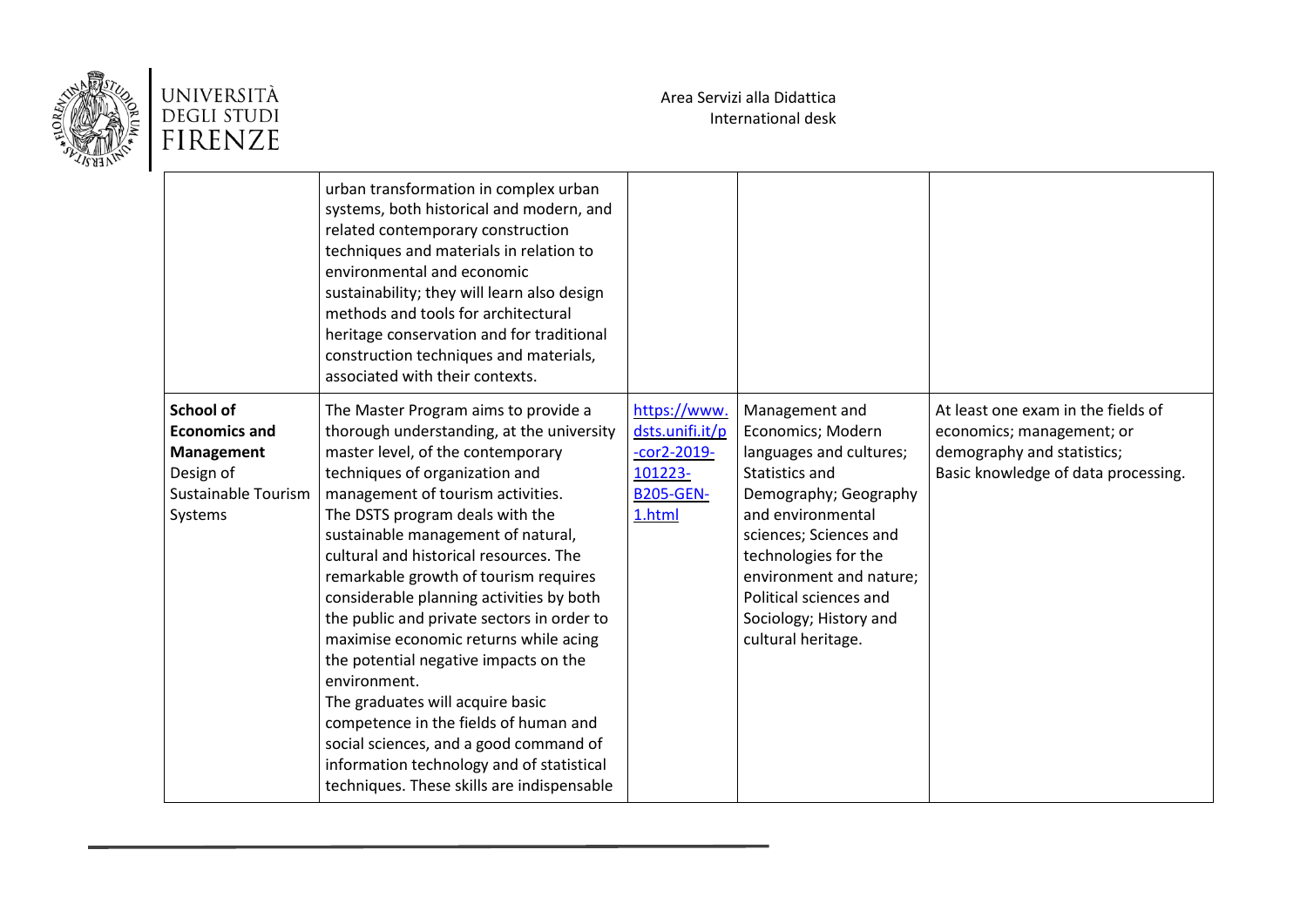| | | | | |
|---|---|---|---|---|
| | urban transformation in complex urban systems, both historical and modern, and related contemporary construction techniques and materials in relation to environmental and economic sustainability; they will learn also design methods and tools for architectural heritage conservation and for traditional construction techniques and materials, associated with their contexts. | | | |
| **School of Economics and Management** Design of Sustainable Tourism Systems | The Master Program aims to provide a thorough understanding, at the university master level, of the contemporary techniques of organization and management of tourism activities. The DSTS program deals with the sustainable management of natural, cultural and historical resources. The remarkable growth of tourism requires considerable planning activities by both the public and private sectors in order to maximise economic returns while acing the potential negative impacts on the environment. The graduates will acquire basic competence in the fields of human and social sciences, and a good command of information technology and of statistical techniques. These skills are indispensable | https://www.dsts.unifi.it/p-cor2-2019-101223-B205-GEN-1.html | Management and Economics; Modern languages and cultures; Statistics and Demography; Geography and environmental sciences; Sciences and technologies for the environment and nature; Political sciences and Sociology; History and cultural heritage. | At least one exam in the fields of economics; management; or demography and statistics; Basic knowledge of data processing. |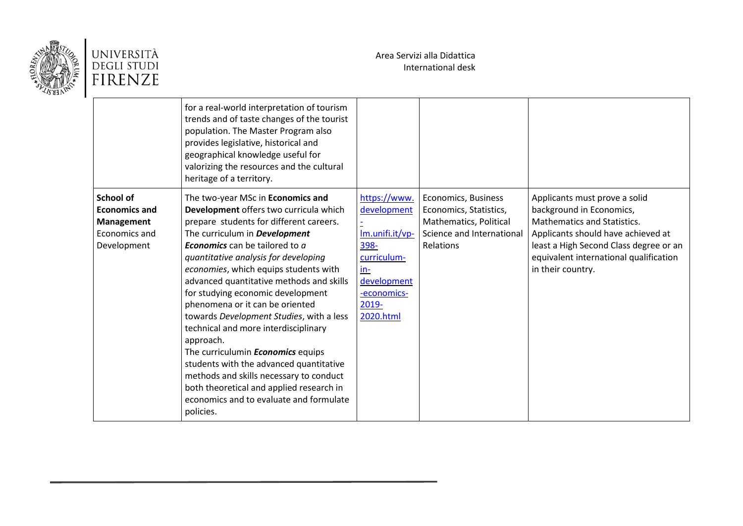| | | | | |
|---|---|---|---|---|
| | for a real-world interpretation of tourism trends and of taste changes of the tourist population. The Master Program also provides legislative, historical and geographical knowledge useful for valorizing the resources and the cultural heritage of a territory. | | | |
| **School of Economics and Management** Economics and Development | The two-year MSc in **Economics and Development** offers two curricula which prepare students for different careers. The curriculum in ***Development Economics*** can be tailored to *a quantitative analysis for developing economies*, which equips students with advanced quantitative methods and skills for studying economic development phenomena or it can be oriented towards *Development Studies*, with a less technical and more interdisciplinary approach. The curriculumin ***Economics*** equips students with the advanced quantitative methods and skills necessary to conduct both theoretical and applied research in economics and to evaluate and formulate policies. | https://www.development-lm.unifi.it/vp-398-curriculum-in-development-economics-2019-2020.html | Economics, Business Economics, Statistics, Mathematics, Political Science and International Relations | Applicants must prove a solid background in Economics, Mathematics and Statistics. Applicants should have achieved at least a High Second Class degree or an equivalent international qualification in their country. |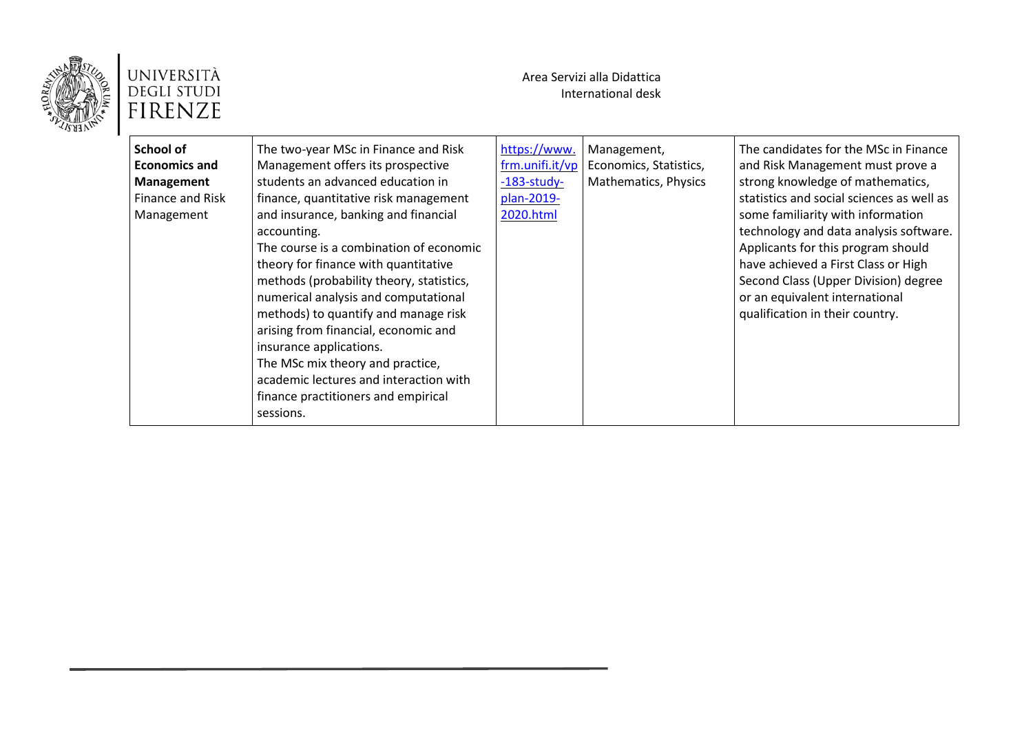| **School of Economics and Management** Finance and Risk Management | The two-year MSc in Finance and Risk Management offers its prospective students an advanced education in finance, quantitative risk management and insurance, banking and financial accounting. The course is a combination of economic theory for finance with quantitative methods (probability theory, statistics, numerical analysis and computational methods) to quantify and manage risk arising from financial, economic and insurance applications. The MSc mix theory and practice, academic lectures and interaction with finance practitioners and empirical sessions. | https://www.frm.unifi.it/vp-183-study-plan-2019-2020.html | Management, Economics, Statistics, Mathematics, Physics | The candidates for the MSc in Finance and Risk Management must prove a strong knowledge of mathematics, statistics and social sciences as well as some familiarity with information technology and data analysis software. Applicants for this program should have achieved a First Class or High Second Class (Upper Division) degree or an equivalent international qualification in their country. |
|---|---|---|---|---|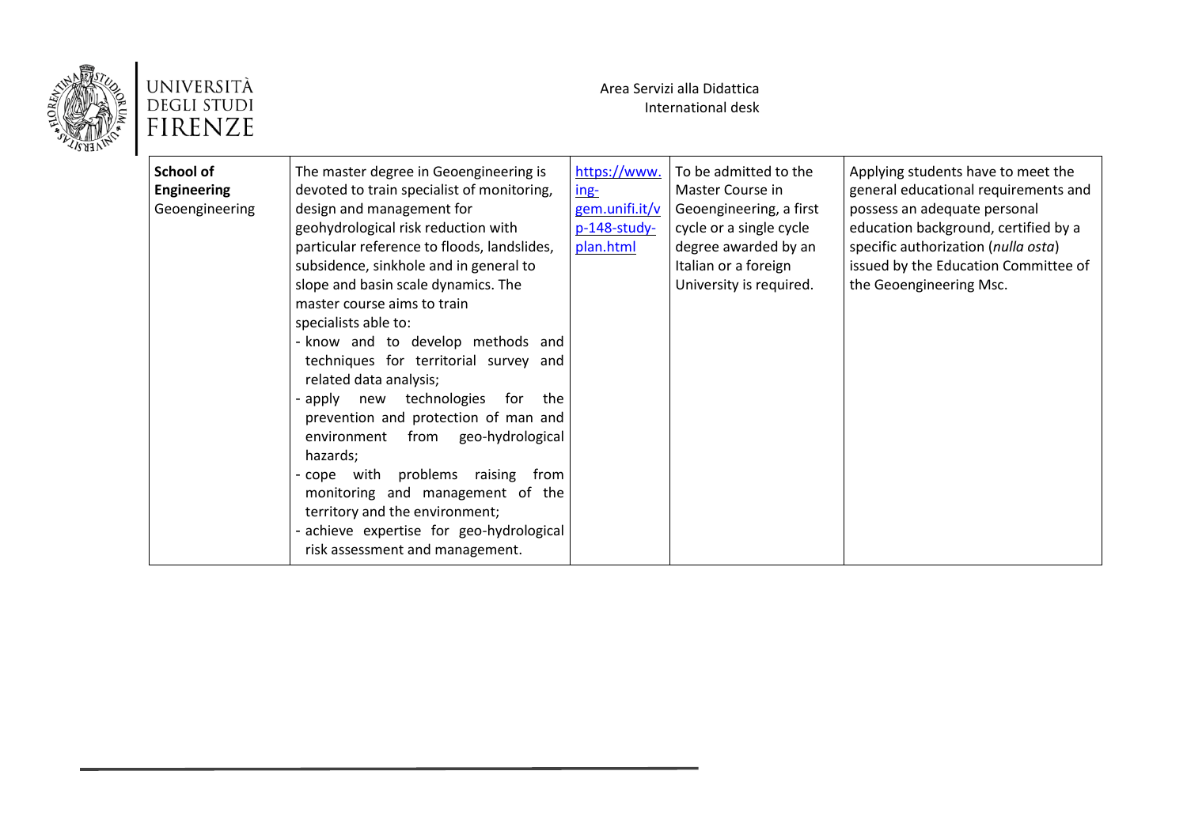| **School of Engineering** Geoengineering | The master degree in Geoengineering is devoted to train specialist of monitoring, design and management for geohydrological risk reduction with particular reference to floods, landslides, subsidence, sinkhole and in general to slope and basin scale dynamics. The master course aims to train specialists able to:<br>- know and to develop methods and techniques for territorial survey and related data analysis;<br>- apply new technologies for the prevention and protection of man and environment from geo-hydrological hazards;<br>- cope with problems raising from monitoring and management of the territory and the environment;<br>- achieve expertise for geo-hydrological risk assessment and management. | https://www.ing-gem.unifi.it/vp-148-study-plan.html | To be admitted to the Master Course in Geoengineering, a first cycle or a single cycle degree awarded by an Italian or a foreign University is required. | Applying students have to meet the general educational requirements and possess an adequate personal education background, certified by a specific authorization (*nulla osta*) issued by the Education Committee of the Geoengineering Msc. |
|---|---|---|---|---|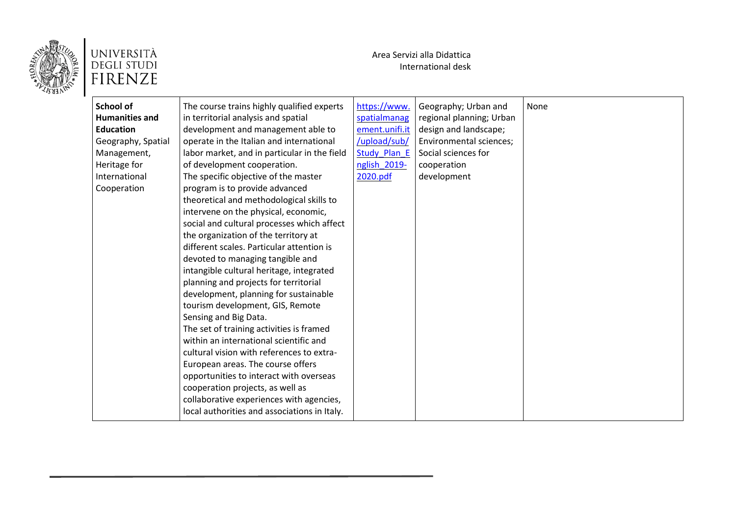| **School of Humanities and Education** Geography, Spatial Management, Heritage for International Cooperation | The course trains highly qualified experts in territorial analysis and spatial development and management able to operate in the Italian and international labor market, and in particular in the field of development cooperation. The specific objective of the master program is to provide advanced theoretical and methodological skills to intervene on the physical, economic, social and cultural processes which affect the organization of the territory at different scales. Particular attention is devoted to managing tangible and intangible cultural heritage, integrated planning and projects for territorial development, planning for sustainable tourism development, GIS, Remote Sensing and Big Data. The set of training activities is framed within an international scientific and cultural vision with references to extra-European areas. The course offers opportunities to interact with overseas cooperation projects, as well as collaborative experiences with agencies, local authorities and associations in Italy. | [https://www.spatialmanagement.unifi.it/upload/sub/Study_Plan_English_2019-2020.pdf](https://www.spatialmanagement.unifi.it/upload/sub/Study_Plan_English_2019-2020.pdf) | Geography; Urban and regional planning; Urban design and landscape; Environmental sciences; Social sciences for cooperation development | None |
|---|---|---|---|---|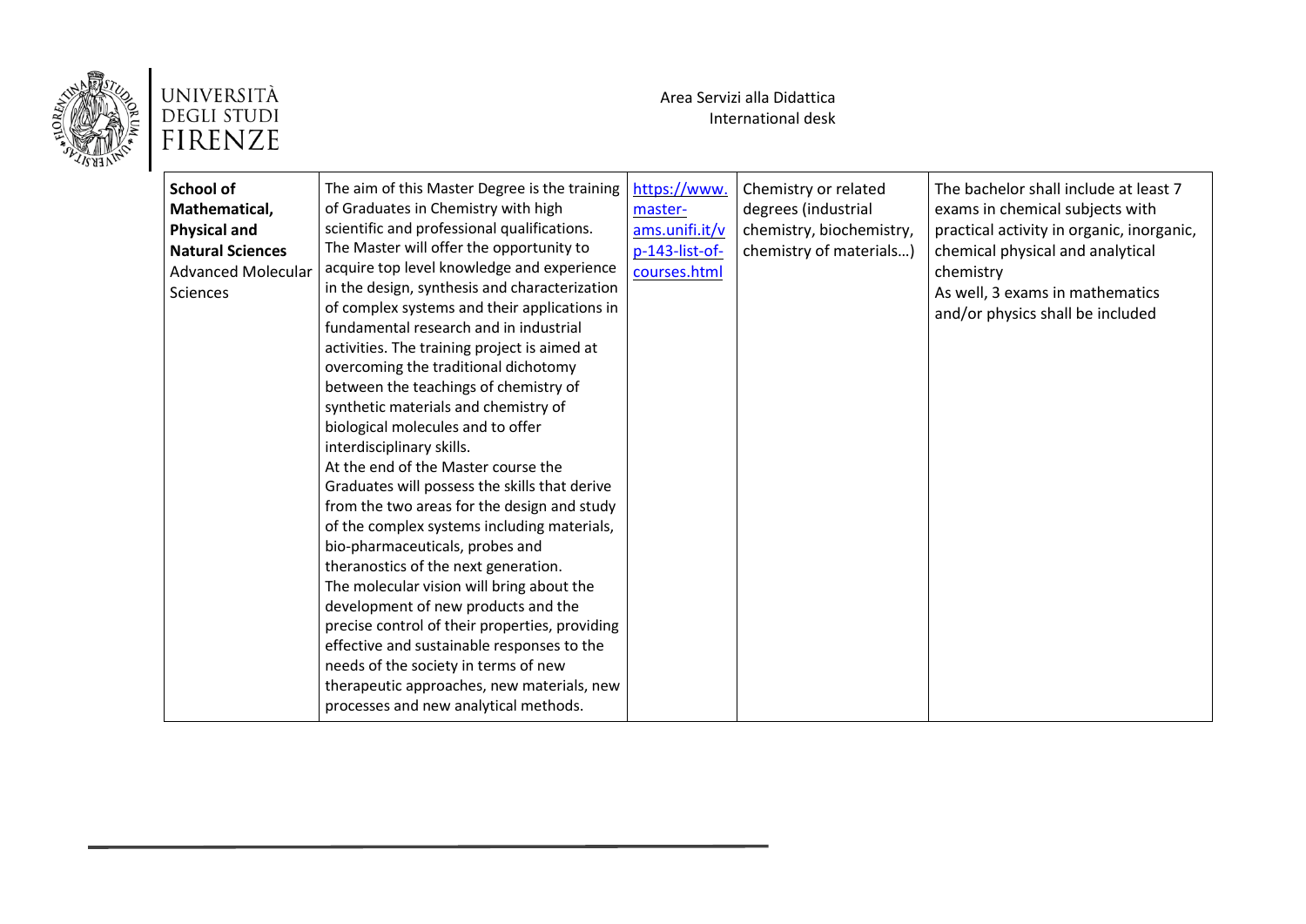| **School of Mathematical, Physical and Natural Sciences** Advanced Molecular Sciences | The aim of this Master Degree is the training of Graduates in Chemistry with high scientific and professional qualifications. The Master will offer the opportunity to acquire top level knowledge and experience in the design, synthesis and characterization of complex systems and their applications in fundamental research and in industrial activities. The training project is aimed at overcoming the traditional dichotomy between the teachings of chemistry of synthetic materials and chemistry of biological molecules and to offer interdisciplinary skills. At the end of the Master course the Graduates will possess the skills that derive from the two areas for the design and study of the complex systems including materials, bio-pharmaceuticals, probes and theranostics of the next generation. The molecular vision will bring about the development of new products and the precise control of their properties, providing effective and sustainable responses to the needs of the society in terms of new therapeutic approaches, new materials, new processes and new analytical methods. | https://www.master-ams.unifi.it/vp-143-list-of-courses.html | Chemistry or related degrees (industrial chemistry, biochemistry, chemistry of materials…) | The bachelor shall include at least 7 exams in chemical subjects with practical activity in organic, inorganic, chemical physical and analytical chemistry As well, 3 exams in mathematics and/or physics shall be included |
|---|---|---|---|---|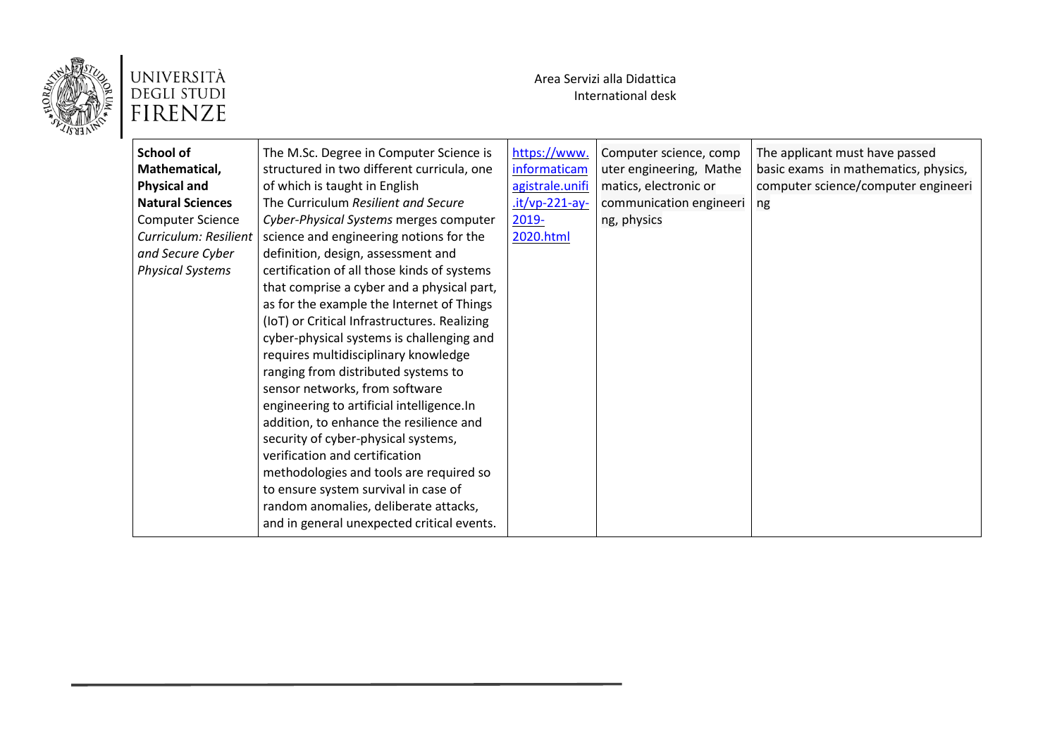| **School of Mathematical, Physical and Natural Sciences** Computer Science *Curriculum: Resilient and Secure Cyber Physical Systems* | The M.Sc. Degree in Computer Science is structured in two different curricula, one of which is taught in English The Curriculum *Resilient and Secure Cyber-Physical Systems* merges computer science and engineering notions for the definition, design, assessment and certification of all those kinds of systems that comprise a cyber and a physical part, as for the example the Internet of Things (IoT) or Critical Infrastructures. Realizing cyber-physical systems is challenging and requires multidisciplinary knowledge ranging from distributed systems to sensor networks, from software engineering to artificial intelligence.In addition, to enhance the resilience and security of cyber-physical systems, verification and certification methodologies and tools are required so to ensure system survival in case of random anomalies, deliberate attacks, and in general unexpected critical events. | https://www.informaticamagistrale.unifi.it/vp-221-ay-2019-2020.html | Computer science, computer engineering, Mathematics, electronic or communication engineering, physics | The applicant must have passed basic exams in mathematics, physics, computer science/computer engineering |
|---|---|---|---|---|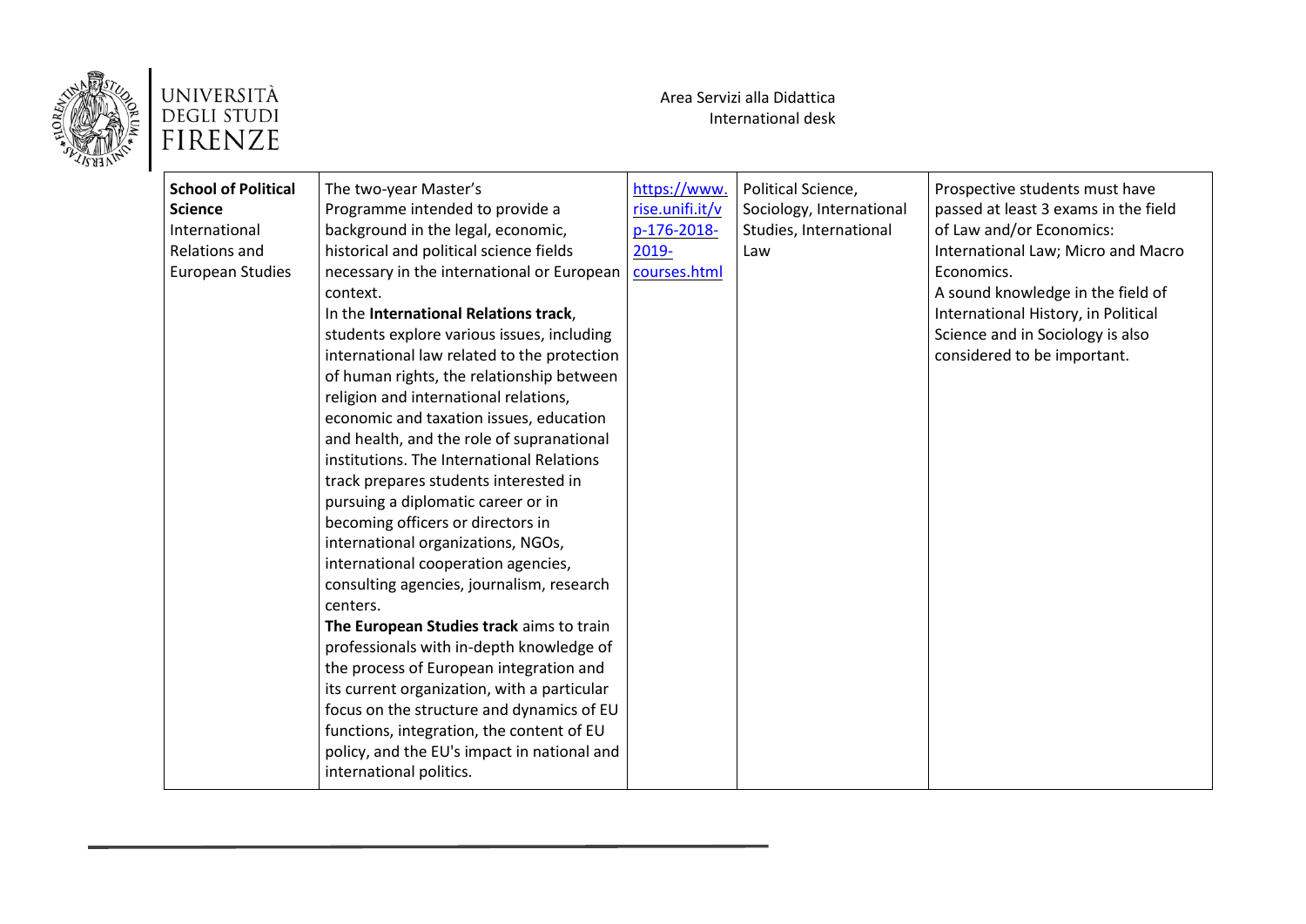| | | | | |
|---|---|---|---|---|
| **School of Political Science**<br>International Relations and European Studies | The two-year Master's Programme intended to provide a background in the legal, economic, historical and political science fields necessary in the international or European context.<br>In the **International Relations track**, students explore various issues, including international law related to the protection of human rights, the relationship between religion and international relations, economic and taxation issues, education and health, and the role of supranational institutions. The International Relations track prepares students interested in pursuing a diplomatic career or in becoming officers or directors in international organizations, NGOs, international cooperation agencies, consulting agencies, journalism, research centers.<br>**The European Studies track** aims to train professionals with in-depth knowledge of the process of European integration and its current organization, with a particular focus on the structure and dynamics of EU functions, integration, the content of EU policy, and the EU's impact in national and international politics. | https://www.rise.unifi.it/vp-176-2018-2019-courses.html | Political Science, Sociology, International Studies, International Law | Prospective students must have passed at least 3 exams in the field of Law and/or Economics: International Law; Micro and Macro Economics.<br>A sound knowledge in the field of International History, in Political Science and in Sociology is also considered to be important. |